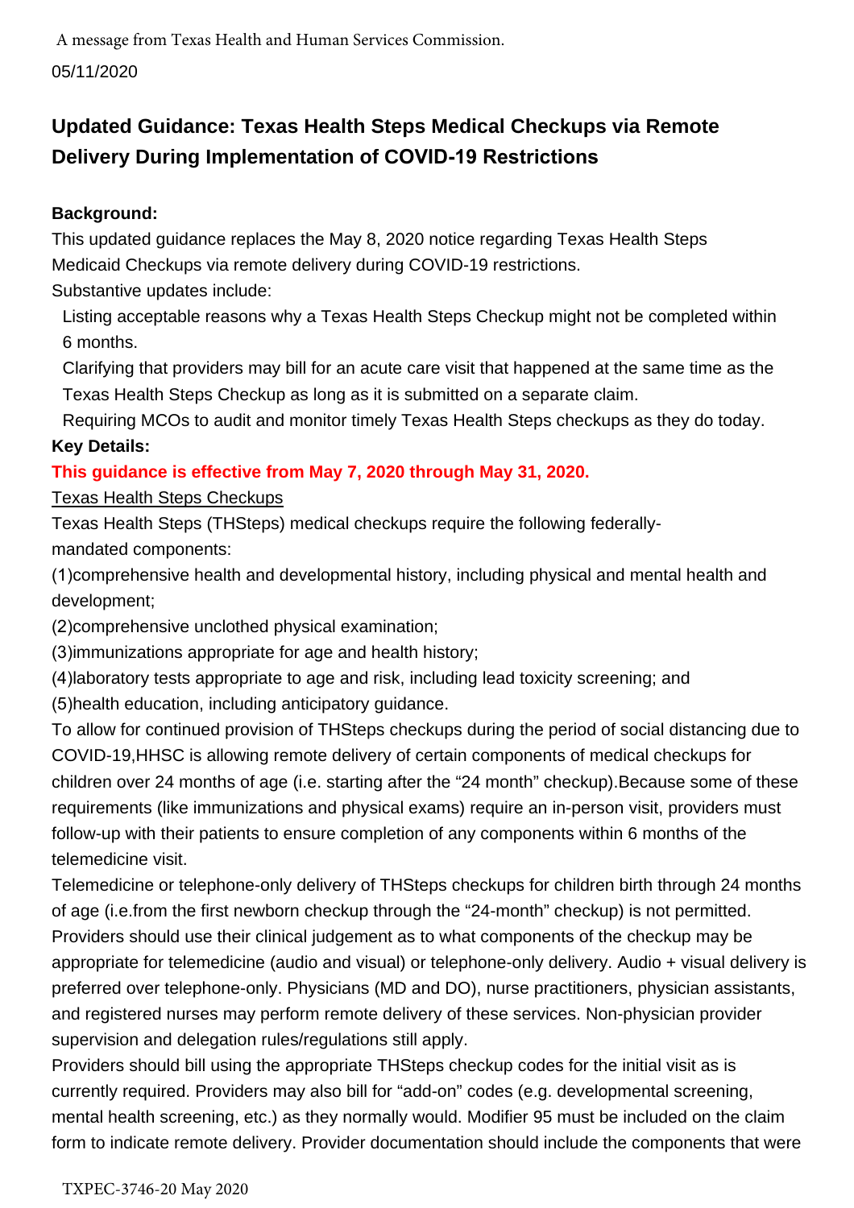A message from Texas Health and Human Services Commission.

05/11/2020

# Updated Guidance: Texas Health Steps Medical Checkups via Remote Delivery During Implementation of COVID-19 Restrictions

**Background:**

This updated guidance replaces the May 8, 2020 notice regarding Texas Health Steps Medicaid Checkups via remote delivery during COVID-19 restrictions.

Substantive updates include:

- Listing acceptable reasons why a Texas Health Steps Checkup might not be completed within 6 months.
- Clarifying that providers may bill for an acute care visit that happened at the same time as the Texas Health Steps Checkup as long as it is submitted on a separate claim.
- Requiring MCOs to audit and monitor timely Texas Health Steps checkups as they do today.

**Key Details:**

**This guidance is effective from May 7, 2020 through May 31, 2020.**

Texas Health Steps Checkups

Texas Health Steps (THSteps) medical checkups require the following federally-mandated components:

(1)comprehensive health and developmental history, including physical and mental health and development;

(2)comprehensive unclothed physical examination;

(3)immunizations appropriate for age and health history;

(4)laboratory tests appropriate to age and risk, including lead toxicity screening; and

(5)health education, including anticipatory guidance.

To allow for continued provision of THSteps checkups during the period of social distancing due to COVID-19,HHSC is allowing remote delivery of certain components of medical checkups for children over 24 months of age (i.e. starting after the "24 month" checkup).Because some of these requirements (like immunizations and physical exams) require an in-person visit, providers must follow-up with their patients to ensure completion of any components within 6 months of the telemedicine visit.

Telemedicine or telephone-only delivery of THSteps checkups for children birth through 24 months of age (i.e.from the first newborn checkup through the "24-month" checkup) is not permitted. Providers should use their clinical judgement as to what components of the checkup may be appropriate for telemedicine (audio and visual) or telephone-only delivery. Audio + visual delivery is preferred over telephone-only. Physicians (MD and DO), nurse practitioners, physician assistants, and registered nurses may perform remote delivery of these services. Non-physician provider supervision and delegation rules/regulations still apply.

Providers should bill using the appropriate THSteps checkup codes for the initial visit as is currently required. Providers may also bill for "add-on" codes (e.g. developmental screening, mental health screening, etc.) as they normally would. Modifier 95 must be included on the claim form to indicate remote delivery. Provider documentation should include the components that were

TXPEC-3746-20 May 2020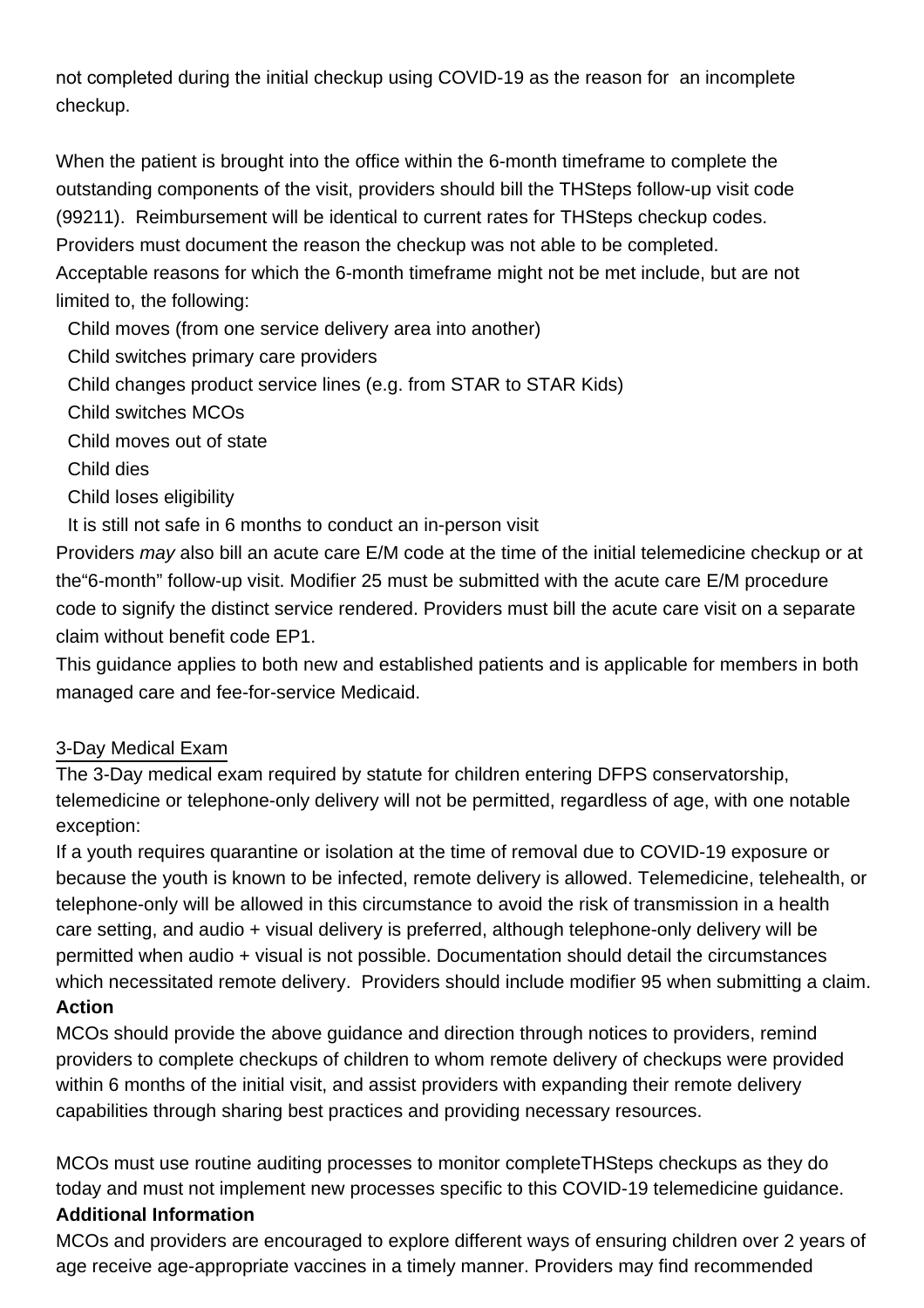not completed during the initial checkup using COVID-19 as the reason for an incomplete checkup.

When the patient is brought into the office within the 6-month timeframe to complete the outstanding components of the visit, providers should bill the THSteps follow-up visit code (99211). Reimbursement will be identical to current rates for THSteps checkup codes. Providers must document the reason the checkup was not able to be completed. Acceptable reasons for which the 6-month timeframe might not be met include, but are not limited to, the following:

- Child moves (from one service delivery area into another)
- Child switches primary care providers
- Child changes product service lines (e.g. from STAR to STAR Kids)
- Child switches MCOs
- Child moves out of state
- Child dies
- Child loses eligibility
- It is still not safe in 6 months to conduct an in-person visit

Providers *may* also bill an acute care E/M code at the time of the initial telemedicine checkup or at the"6-month" follow-up visit. Modifier 25 must be submitted with the acute care E/M procedure code to signify the distinct service rendered. Providers must bill the acute care visit on a separate claim without benefit code EP1.

This guidance applies to both new and established patients and is applicable for members in both managed care and fee-for-service Medicaid.

<u>3-Day Medical Exam</u>

The 3-Day medical exam required by statute for children entering DFPS conservatorship, telemedicine or telephone-only delivery will not be permitted, regardless of age, with one notable exception:

If a youth requires quarantine or isolation at the time of removal due to COVID-19 exposure or because the youth is known to be infected, remote delivery is allowed. Telemedicine, telehealth, or telephone-only will be allowed in this circumstance to avoid the risk of transmission in a health care setting, and audio + visual delivery is preferred, although telephone-only delivery will be permitted when audio + visual is not possible. Documentation should detail the circumstances which necessitated remote delivery. Providers should include modifier 95 when submitting a claim.

**Action**

MCOs should provide the above guidance and direction through notices to providers, remind providers to complete checkups of children to whom remote delivery of checkups were provided within 6 months of the initial visit, and assist providers with expanding their remote delivery capabilities through sharing best practices and providing necessary resources.

MCOs must use routine auditing processes to monitor completeTHSteps checkups as they do today and must not implement new processes specific to this COVID-19 telemedicine guidance.

**Additional Information**

MCOs and providers are encouraged to explore different ways of ensuring children over 2 years of age receive age-appropriate vaccines in a timely manner. Providers may find recommended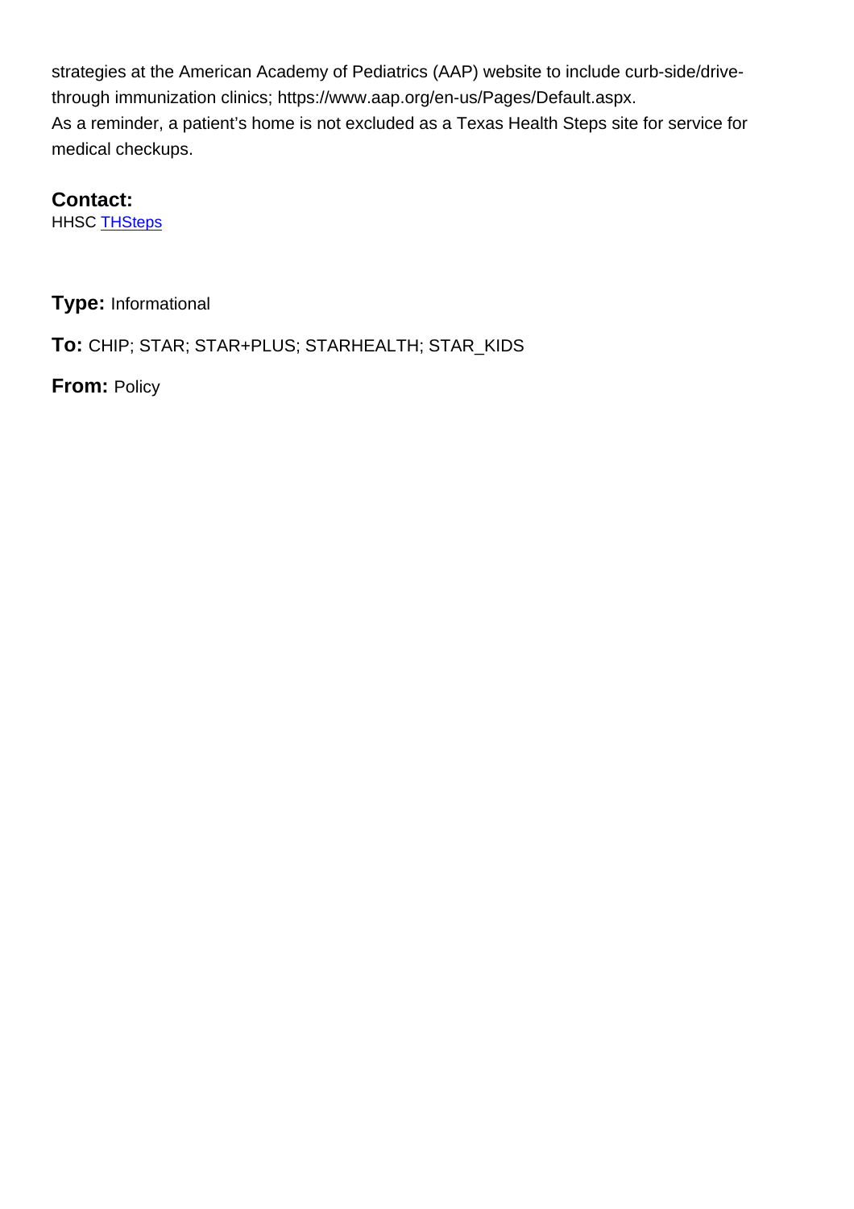strategies at the American Academy of Pediatrics (AAP) website to include curb-side/drive-through immunization clinics; https://www.aap.org/en-us/Pages/Default.aspx.
As a reminder, a patient's home is not excluded as a Texas Health Steps site for service for medical checkups.

**Contact:**
HHSC THSteps

**Type:** Informational

**To:** CHIP; STAR; STAR+PLUS; STARHEALTH; STAR_KIDS

**From:** Policy